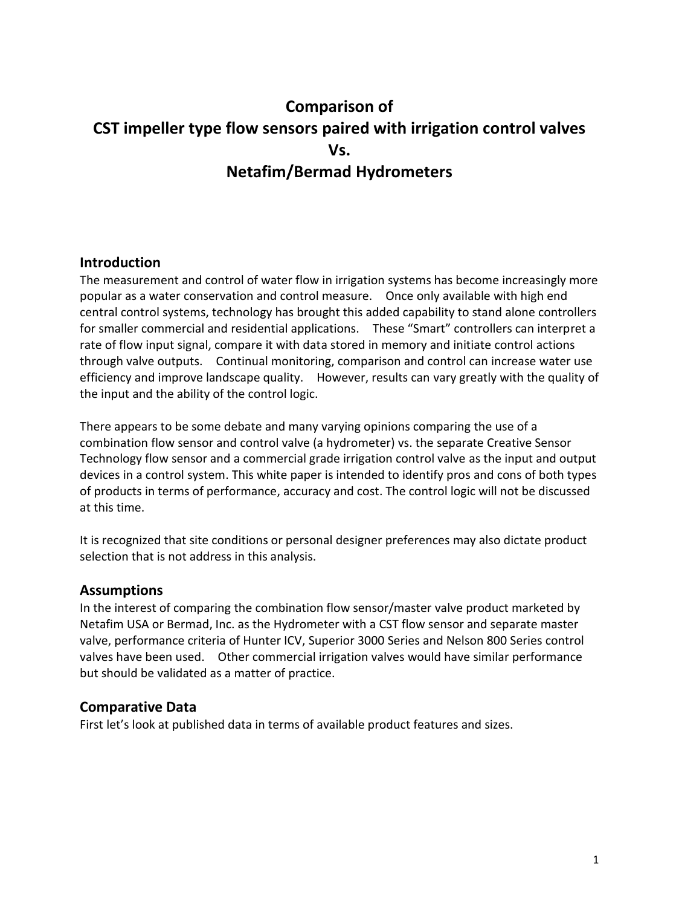# Comparison of CST impeller type flow sensors paired with irrigation control valves Vs. Netafim/Bermad Hydrometers

## Introduction

The measurement and control of water flow in irrigation systems has become increasingly more popular as a water conservation and control measure. Once only available with high end central control systems, technology has brought this added capability to stand alone controllers for smaller commercial and residential applications. These "Smart" controllers can interpret a rate of flow input signal, compare it with data stored in memory and initiate control actions through valve outputs. Continual monitoring, comparison and control can increase water use efficiency and improve landscape quality. However, results can vary greatly with the quality of the input and the ability of the control logic.

There appears to be some debate and many varying opinions comparing the use of a combination flow sensor and control valve (a hydrometer) vs. the separate Creative Sensor Technology flow sensor and a commercial grade irrigation control valve as the input and output devices in a control system. This white paper is intended to identify pros and cons of both types of products in terms of performance, accuracy and cost. The control logic will not be discussed at this time.

It is recognized that site conditions or personal designer preferences may also dictate product selection that is not address in this analysis.

## Assumptions

In the interest of comparing the combination flow sensor/master valve product marketed by Netafim USA or Bermad, Inc. as the Hydrometer with a CST flow sensor and separate master valve, performance criteria of Hunter ICV, Superior 3000 Series and Nelson 800 Series control valves have been used. Other commercial irrigation valves would have similar performance but should be validated as a matter of practice.

## Comparative Data

First let's look at published data in terms of available product features and sizes.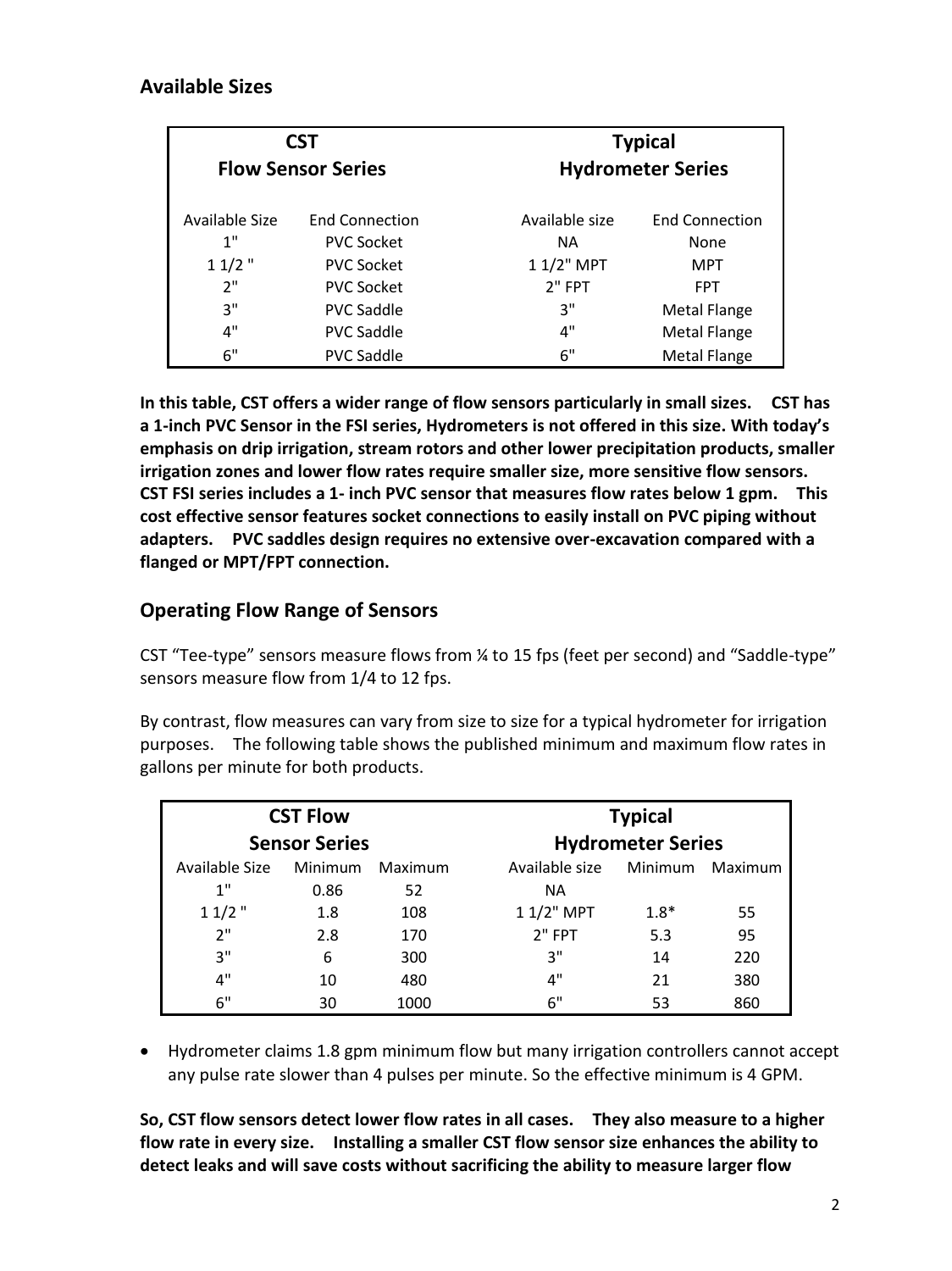## Available Sizes

| CST Flow Sensor Series | | Typical Hydrometer Series | |
|---|---|---|---|
| Available Size | End Connection | Available size | End Connection |
| 1" | PVC Socket | NA | None |
| 1 1/2 " | PVC Socket | 1 1/2" MPT | MPT |
| 2" | PVC Socket | 2" FPT | FPT |
| 3" | PVC Saddle | 3" | Metal Flange |
| 4" | PVC Saddle | 4" | Metal Flange |
| 6" | PVC Saddle | 6" | Metal Flange |

**In this table, CST offers a wider range of flow sensors particularly in small sizes. CST has a 1-inch PVC Sensor in the FSI series, Hydrometers is not offered in this size. With today's emphasis on drip irrigation, stream rotors and other lower precipitation products, smaller irrigation zones and lower flow rates require smaller size, more sensitive flow sensors. CST FSI series includes a 1- inch PVC sensor that measures flow rates below 1 gpm. This cost effective sensor features socket connections to easily install on PVC piping without adapters. PVC saddles design requires no extensive over-excavation compared with a flanged or MPT/FPT connection.**

## Operating Flow Range of Sensors

CST "Tee-type" sensors measure flows from ¼ to 15 fps (feet per second) and "Saddle-type" sensors measure flow from 1/4 to 12 fps.

By contrast, flow measures can vary from size to size for a typical hydrometer for irrigation purposes. The following table shows the published minimum and maximum flow rates in gallons per minute for both products.

| CST Flow Sensor Series | | | Typical Hydrometer Series | | |
|---|---|---|---|---|---|
| Available Size | Minimum | Maximum | Available size | Minimum | Maximum |
| 1" | 0.86 | 52 | NA | | |
| 1 1/2 " | 1.8 | 108 | 1 1/2" MPT | 1.8* | 55 |
| 2" | 2.8 | 170 | 2" FPT | 5.3 | 95 |
| 3" | 6 | 300 | 3" | 14 | 220 |
| 4" | 10 | 480 | 4" | 21 | 380 |
| 6" | 30 | 1000 | 6" | 53 | 860 |

- Hydrometer claims 1.8 gpm minimum flow but many irrigation controllers cannot accept any pulse rate slower than 4 pulses per minute. So the effective minimum is 4 GPM.

**So, CST flow sensors detect lower flow rates in all cases. They also measure to a higher flow rate in every size. Installing a smaller CST flow sensor size enhances the ability to detect leaks and will save costs without sacrificing the ability to measure larger flow**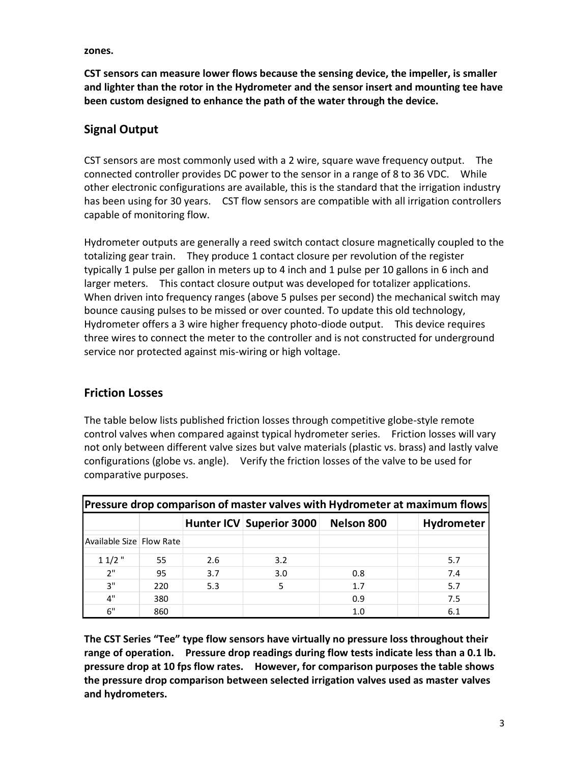**zones.**

**CST sensors can measure lower flows because the sensing device, the impeller, is smaller and lighter than the rotor in the Hydrometer and the sensor insert and mounting tee have been custom designed to enhance the path of the water through the device.**

## Signal Output

CST sensors are most commonly used with a 2 wire, square wave frequency output. The connected controller provides DC power to the sensor in a range of 8 to 36 VDC. While other electronic configurations are available, this is the standard that the irrigation industry has been using for 30 years. CST flow sensors are compatible with all irrigation controllers capable of monitoring flow.

Hydrometer outputs are generally a reed switch contact closure magnetically coupled to the totalizing gear train. They produce 1 contact closure per revolution of the register typically 1 pulse per gallon in meters up to 4 inch and 1 pulse per 10 gallons in 6 inch and larger meters. This contact closure output was developed for totalizer applications. When driven into frequency ranges (above 5 pulses per second) the mechanical switch may bounce causing pulses to be missed or over counted. To update this old technology, Hydrometer offers a 3 wire higher frequency photo-diode output. This device requires three wires to connect the meter to the controller and is not constructed for underground service nor protected against mis-wiring or high voltage.

## Friction Losses

The table below lists published friction losses through competitive globe-style remote control valves when compared against typical hydrometer series. Friction losses will vary not only between different valve sizes but valve materials (plastic vs. brass) and lastly valve configurations (globe vs. angle). Verify the friction losses of the valve to be used for comparative purposes.

| Pressure drop comparison of master valves with Hydrometer at maximum flows | | | | | |
|---|---|---|---|---|---|
| | | **Hunter ICV** | **Superior 3000** | **Nelson 800** | **Hydrometer** |
| Available Size | Flow Rate | | | | |
| 1 1/2 " | 55 | 2.6 | 3.2 | | 5.7 |
| 2" | 95 | 3.7 | 3.0 | 0.8 | 7.4 |
| 3" | 220 | 5.3 | 5 | 1.7 | 5.7 |
| 4" | 380 | | | 0.9 | 7.5 |
| 6" | 860 | | | 1.0 | 6.1 |

**The CST Series "Tee" type flow sensors have virtually no pressure loss throughout their range of operation. Pressure drop readings during flow tests indicate less than a 0.1 lb. pressure drop at 10 fps flow rates. However, for comparison purposes the table shows the pressure drop comparison between selected irrigation valves used as master valves and hydrometers.**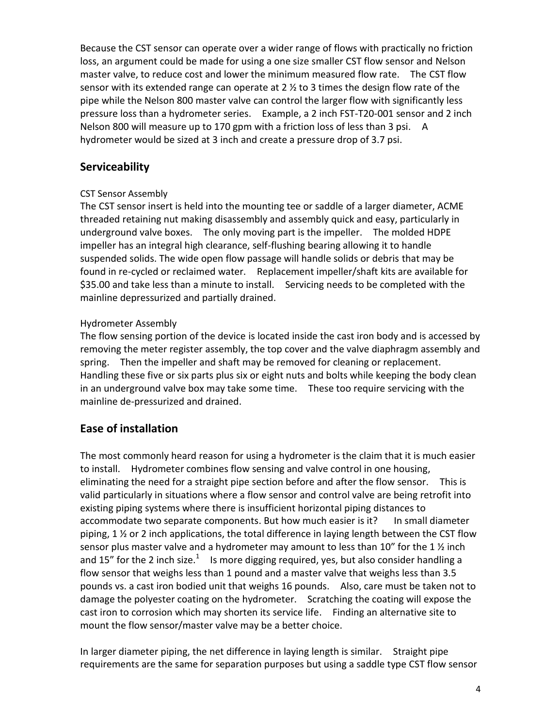Because the CST sensor can operate over a wider range of flows with practically no friction loss, an argument could be made for using a one size smaller CST flow sensor and Nelson master valve, to reduce cost and lower the minimum measured flow rate. The CST flow sensor with its extended range can operate at 2 ½ to 3 times the design flow rate of the pipe while the Nelson 800 master valve can control the larger flow with significantly less pressure loss than a hydrometer series. Example, a 2 inch FST-T20-001 sensor and 2 inch Nelson 800 will measure up to 170 gpm with a friction loss of less than 3 psi. A hydrometer would be sized at 3 inch and create a pressure drop of 3.7 psi.

## Serviceability

CST Sensor Assembly

The CST sensor insert is held into the mounting tee or saddle of a larger diameter, ACME threaded retaining nut making disassembly and assembly quick and easy, particularly in underground valve boxes. The only moving part is the impeller. The molded HDPE impeller has an integral high clearance, self-flushing bearing allowing it to handle suspended solids. The wide open flow passage will handle solids or debris that may be found in re-cycled or reclaimed water. Replacement impeller/shaft kits are available for $35.00 and take less than a minute to install. Servicing needs to be completed with the mainline depressurized and partially drained.

Hydrometer Assembly

The flow sensing portion of the device is located inside the cast iron body and is accessed by removing the meter register assembly, the top cover and the valve diaphragm assembly and spring. Then the impeller and shaft may be removed for cleaning or replacement. Handling these five or six parts plus six or eight nuts and bolts while keeping the body clean in an underground valve box may take some time. These too require servicing with the mainline de-pressurized and drained.

## Ease of installation

The most commonly heard reason for using a hydrometer is the claim that it is much easier to install. Hydrometer combines flow sensing and valve control in one housing, eliminating the need for a straight pipe section before and after the flow sensor. This is valid particularly in situations where a flow sensor and control valve are being retrofit into existing piping systems where there is insufficient horizontal piping distances to accommodate two separate components. But how much easier is it? In small diameter piping, 1 ½ or 2 inch applications, the total difference in laying length between the CST flow sensor plus master valve and a hydrometer may amount to less than 10" for the 1 ½ inch and 15" for the 2 inch size.[1] Is more digging required, yes, but also consider handling a flow sensor that weighs less than 1 pound and a master valve that weighs less than 3.5 pounds vs. a cast iron bodied unit that weighs 16 pounds. Also, care must be taken not to damage the polyester coating on the hydrometer. Scratching the coating will expose the cast iron to corrosion which may shorten its service life. Finding an alternative site to mount the flow sensor/master valve may be a better choice.

In larger diameter piping, the net difference in laying length is similar. Straight pipe requirements are the same for separation purposes but using a saddle type CST flow sensor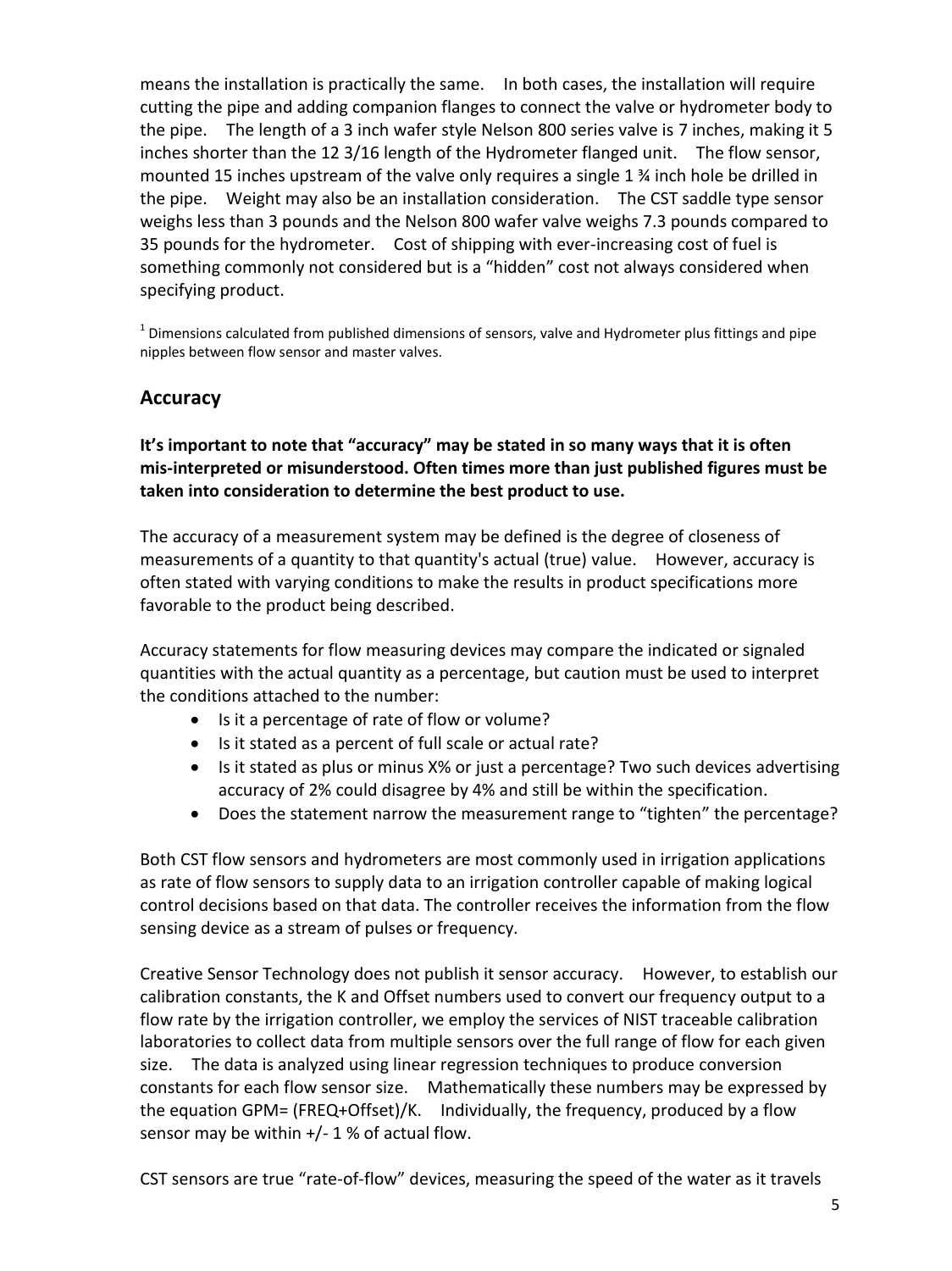means the installation is practically the same. In both cases, the installation will require cutting the pipe and adding companion flanges to connect the valve or hydrometer body to the pipe. The length of a 3 inch wafer style Nelson 800 series valve is 7 inches, making it 5 inches shorter than the 12 3/16 length of the Hydrometer flanged unit. The flow sensor, mounted 15 inches upstream of the valve only requires a single 1 ¾ inch hole be drilled in the pipe. Weight may also be an installation consideration. The CST saddle type sensor weighs less than 3 pounds and the Nelson 800 wafer valve weighs 7.3 pounds compared to 35 pounds for the hydrometer. Cost of shipping with ever-increasing cost of fuel is something commonly not considered but is a "hidden" cost not always considered when specifying product.

[1] Dimensions calculated from published dimensions of sensors, valve and Hydrometer plus fittings and pipe nipples between flow sensor and master valves.

## Accuracy

**It's important to note that "accuracy" may be stated in so many ways that it is often mis-interpreted or misunderstood. Often times more than just published figures must be taken into consideration to determine the best product to use.**

The accuracy of a measurement system may be defined is the degree of closeness of measurements of a quantity to that quantity's actual (true) value. However, accuracy is often stated with varying conditions to make the results in product specifications more favorable to the product being described.

Accuracy statements for flow measuring devices may compare the indicated or signaled quantities with the actual quantity as a percentage, but caution must be used to interpret the conditions attached to the number:

- Is it a percentage of rate of flow or volume?
- Is it stated as a percent of full scale or actual rate?
- Is it stated as plus or minus X% or just a percentage? Two such devices advertising accuracy of 2% could disagree by 4% and still be within the specification.
- Does the statement narrow the measurement range to "tighten" the percentage?

Both CST flow sensors and hydrometers are most commonly used in irrigation applications as rate of flow sensors to supply data to an irrigation controller capable of making logical control decisions based on that data. The controller receives the information from the flow sensing device as a stream of pulses or frequency.

Creative Sensor Technology does not publish it sensor accuracy. However, to establish our calibration constants, the K and Offset numbers used to convert our frequency output to a flow rate by the irrigation controller, we employ the services of NIST traceable calibration laboratories to collect data from multiple sensors over the full range of flow for each given size. The data is analyzed using linear regression techniques to produce conversion constants for each flow sensor size. Mathematically these numbers may be expressed by the equation $GPM = (FREQ + Offset)/K$. Individually, the frequency, produced by a flow sensor may be within +/- 1 % of actual flow.

CST sensors are true "rate-of-flow" devices, measuring the speed of the water as it travels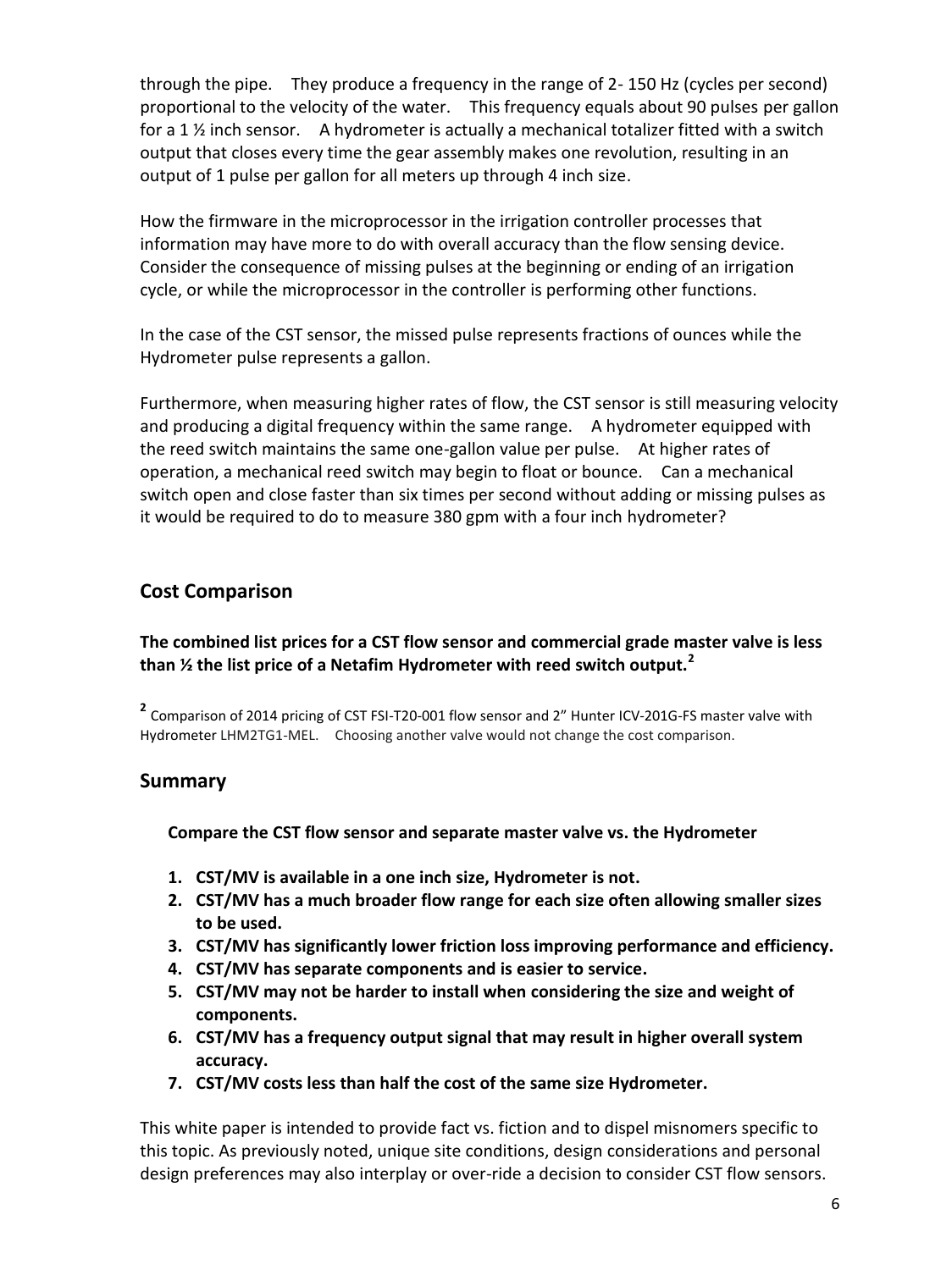through the pipe. They produce a frequency in the range of 2- 150 Hz (cycles per second) proportional to the velocity of the water. This frequency equals about 90 pulses per gallon for a 1 ½ inch sensor. A hydrometer is actually a mechanical totalizer fitted with a switch output that closes every time the gear assembly makes one revolution, resulting in an output of 1 pulse per gallon for all meters up through 4 inch size.

How the firmware in the microprocessor in the irrigation controller processes that information may have more to do with overall accuracy than the flow sensing device. Consider the consequence of missing pulses at the beginning or ending of an irrigation cycle, or while the microprocessor in the controller is performing other functions.

In the case of the CST sensor, the missed pulse represents fractions of ounces while the Hydrometer pulse represents a gallon.

Furthermore, when measuring higher rates of flow, the CST sensor is still measuring velocity and producing a digital frequency within the same range. A hydrometer equipped with the reed switch maintains the same one-gallon value per pulse. At higher rates of operation, a mechanical reed switch may begin to float or bounce. Can a mechanical switch open and close faster than six times per second without adding or missing pulses as it would be required to do to measure 380 gpm with a four inch hydrometer?

## Cost Comparison

**The combined list prices for a CST flow sensor and commercial grade master valve is less than ½ the list price of a Netafim Hydrometer with reed switch output.[2]**

[2] Comparison of 2014 pricing of CST FSI-T20-001 flow sensor and 2" Hunter ICV-201G-FS master valve with Hydrometer LHM2TG1-MEL. Choosing another valve would not change the cost comparison.

## Summary

**Compare the CST flow sensor and separate master valve vs. the Hydrometer**

1. **CST/MV is available in a one inch size, Hydrometer is not.**
2. **CST/MV has a much broader flow range for each size often allowing smaller sizes to be used.**
3. **CST/MV has significantly lower friction loss improving performance and efficiency.**
4. **CST/MV has separate components and is easier to service.**
5. **CST/MV may not be harder to install when considering the size and weight of components.**
6. **CST/MV has a frequency output signal that may result in higher overall system accuracy.**
7. **CST/MV costs less than half the cost of the same size Hydrometer.**

This white paper is intended to provide fact vs. fiction and to dispel misnomers specific to this topic. As previously noted, unique site conditions, design considerations and personal design preferences may also interplay or over-ride a decision to consider CST flow sensors.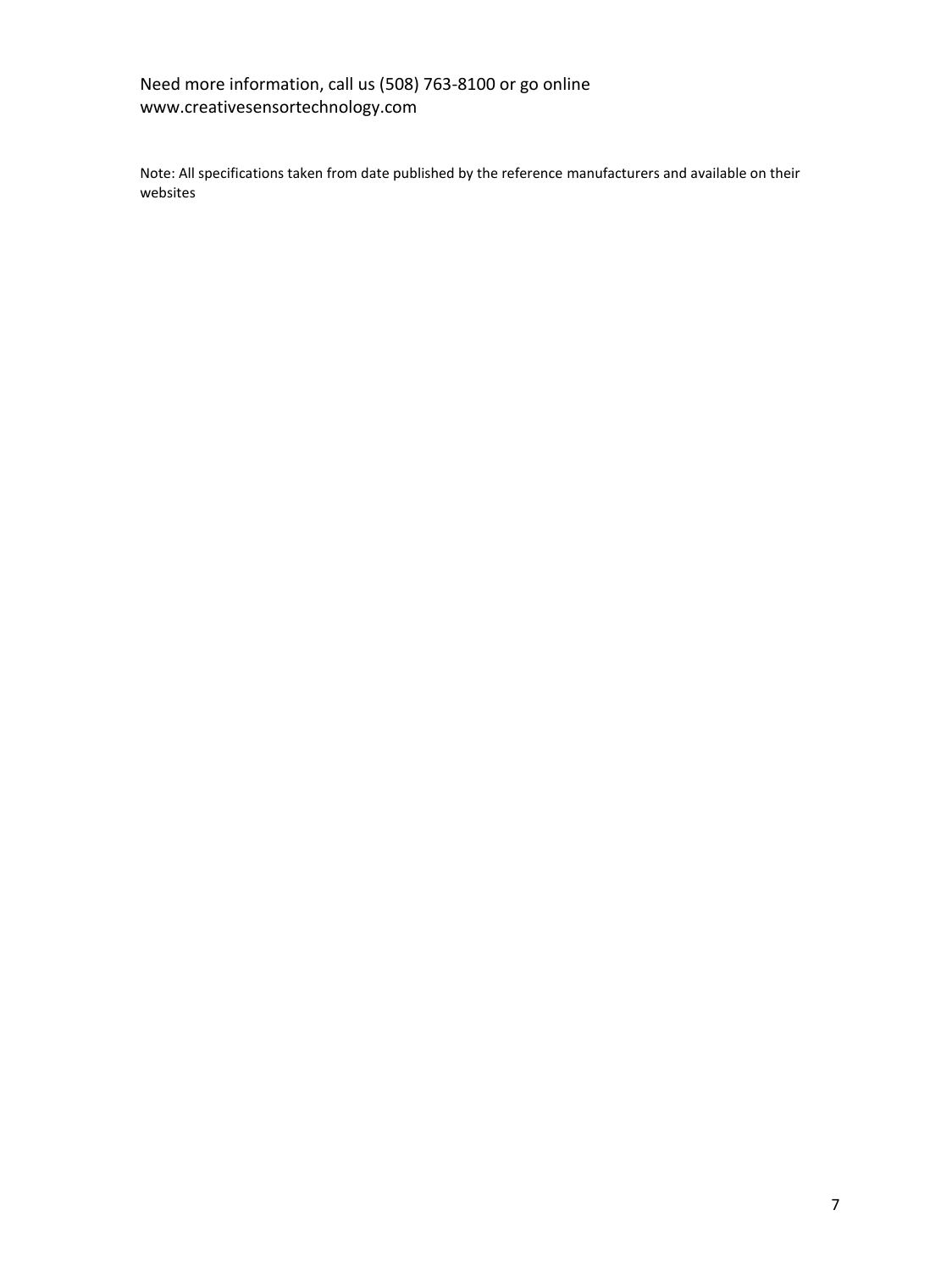Need more information, call us (508) 763-8100 or go online
www.creativesensortechnology.com

Note: All specifications taken from date published by the reference manufacturers and available on their websites